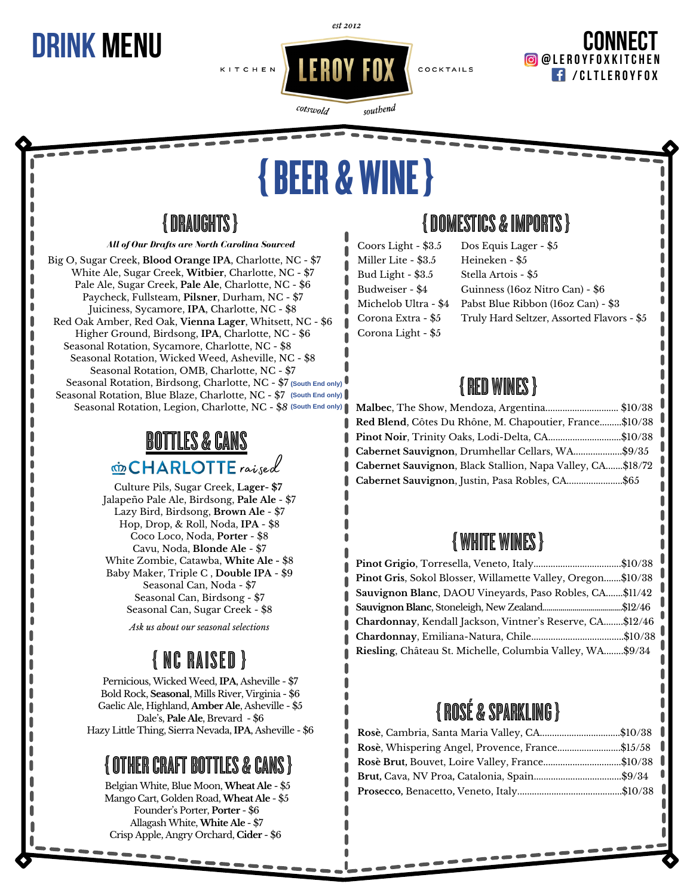# DRINK MENU

est 2012

KITCHEN **LEROY FOX** COCKTAILS

cotswold southend

**CONNECT**
@LEROYFOXKITCHEN
/CLTLEROYFOX

# { BEER & WINE }

## { DRAUGHTS }

***All of Our Drafts are North Carolina Sourced***

Big O, Sugar Creek, **Blood Orange IPA**, Charlotte, NC - $7
White Ale, Sugar Creek, **Witbier**, Charlotte, NC - $7
Pale Ale, Sugar Creek, **Pale Ale**, Charlotte, NC - $6
Paycheck, Fullsteam, **Pilsner**, Durham, NC - $7
Juiciness, Sycamore, **IPA**, Charlotte, NC - $8
Red Oak Amber, Red Oak, **Vienna Lager**, Whitsett, NC - $6
Higher Ground, Birdsong, **IPA**, Charlotte, NC - $6
Seasonal Rotation, Sycamore, Charlotte, NC - $8
Seasonal Rotation, Wicked Weed, Asheville, NC - $8
Seasonal Rotation, OMB, Charlotte, NC - $7
Seasonal Rotation, Birdsong, Charlotte, NC - $7 **(South End only)**
Seasonal Rotation, Blue Blaze, Charlotte, NC - $7 **(South End only)**
Seasonal Rotation, Legion, Charlotte, NC - $8 **(South End only)**

## BOTTLES & CANS

CHARLOTTE raised

Culture Pils, Sugar Creek, **Lager**- $7
Jalapeño Pale Ale, Birdsong, **Pale Ale** - $7
Lazy Bird, Birdsong, **Brown Ale** - $7
Hop, Drop, & Roll, Noda, **IPA** - $8
Coco Loco, Noda, **Porter** - $8
Cavu, Noda, **Blonde Ale** - $7
White Zombie, Catawba, **White Ale** - $8
Baby Maker, Triple C , **Double IPA** - $9
Seasonal Can, Noda - $7
Seasonal Can, Birdsong - $7
Seasonal Can, Sugar Creek - $8

*Ask us about our seasonal selections*

## { NC RAISED }

Pernicious, Wicked Weed, **IPA**, Asheville - $7
Bold Rock, **Seasonal**, Mills River, Virginia - $6
Gaelic Ale, Highland, **Amber Ale**, Asheville - $5
Dale's, **Pale Ale**, Brevard - $6
Hazy Little Thing, Sierra Nevada, **IPA**, Asheville - $6

## { OTHER CRAFT BOTTLES & CANS }

Belgian White, Blue Moon, **Wheat Ale** - $5
Mango Cart, Golden Road, **Wheat Ale** - $5
Founder's Porter, **Porter** - $6
Allagash White, **White Ale** - $7
Crisp Apple, Angry Orchard, **Cider** - $6

## { DOMESTICS & IMPORTS }

Coors Light - $3.5
Miller Lite - $3.5
Bud Light - $3.5
Budweiser - $4
Michelob Ultra - $4
Corona Extra - $5
Corona Light - $5
Dos Equis Lager - $5
Heineken - $5
Stella Artois - $5
Guinness (16oz Nitro Can) - $6
Pabst Blue Ribbon (16oz Can) - $3
Truly Hard Seltzer, Assorted Flavors - $5

## { RED WINES }

**Malbec**, The Show, Mendoza, Argentina.............................. $10/38
**Red Blend**, Côtes Du Rhône, M. Chapoutier, France.........$10/38
**Pinot Noir**, Trinity Oaks, Lodi-Delta, CA.............................$10/38
**Cabernet Sauvignon**, Drumhellar Cellars, WA....................$9/35
**Cabernet Sauvignon**, Black Stallion, Napa Valley, CA.......$18/72
**Cabernet Sauvignon**, Justin, Pasa Robles, CA.......................$65

## { WHITE WINES }

**Pinot Grigio**, Torresella, Veneto, Italy....................................$10/38
**Pinot Gris**, Sokol Blosser, Willamette Valley, Oregon.......$10/38
**Sauvignon Blanc**, DAOU Vineyards, Paso Robles, CA.......$11/42
**Sauvignon Blanc**, Stoneleigh, New Zealand.......................................$12/46
**Chardonnay**, Kendall Jackson, Vintner's Reserve, CA........$12/46
**Chardonnay**, Emiliana-Natura, Chile......................................$10/38
**Riesling**, Château St. Michelle, Columbia Valley, WA........$9/34

## { ROSÉ & SPARKLING }

**Rosè**, Cambria, Santa Maria Valley, CA.................................$10/38
**Rosè**, Whispering Angel, Provence, France..........................$15/58
**Rosè Brut**, Bouvet, Loire Valley, France................................$10/38
**Brut**, Cava, NV Proa, Catalonia, Spain....................................$9/34
**Prosecco**, Benacetto, Veneto, Italy...........................................$10/38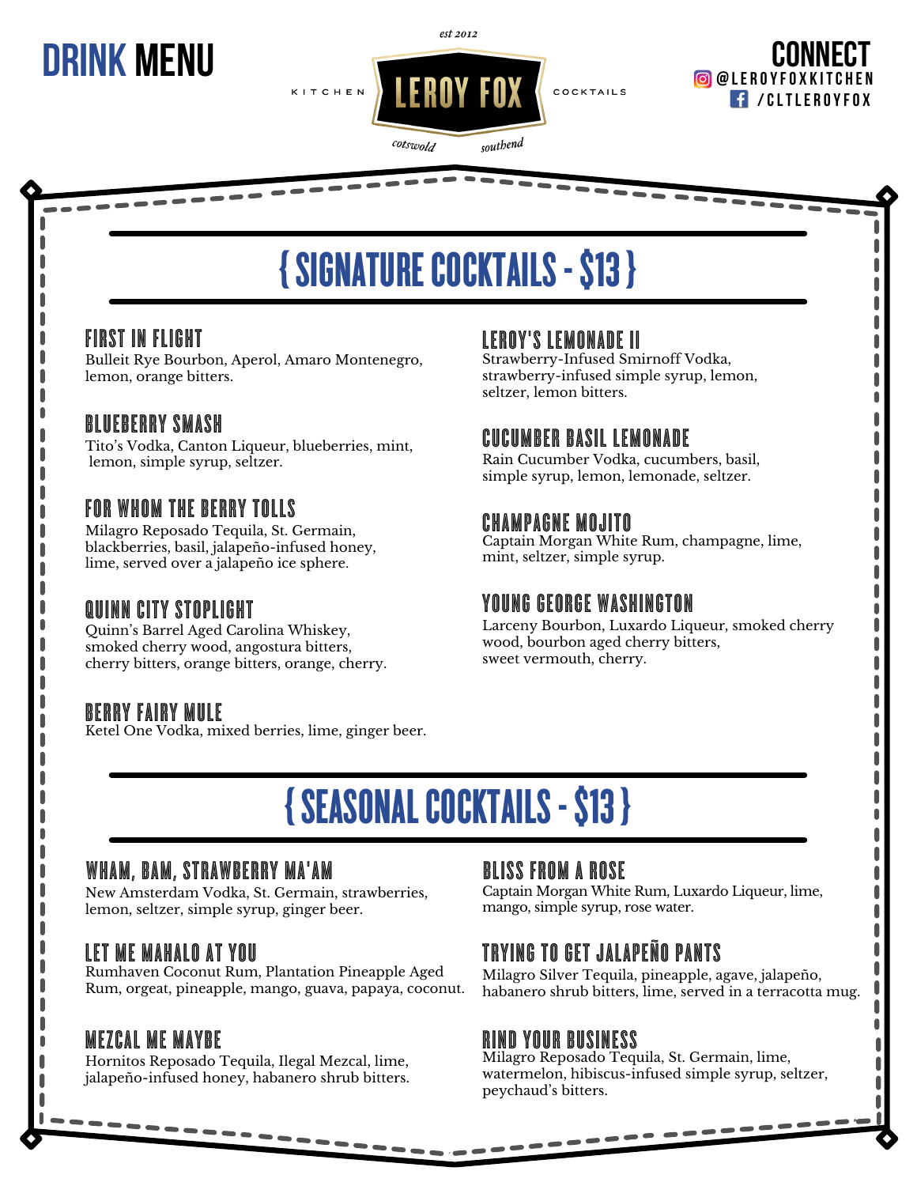# DRINK MENU

est 2012

KITCHEN **LEROY FOX** COCKTAILS

cotswold southend

**CONNECT**

@LEROYFOXKITCHEN

/CLTLEROYFOX

## { SIGNATURE COCKTAILS - $13 }

### FIRST IN FLIGHT
Bulleit Rye Bourbon, Aperol, Amaro Montenegro, lemon, orange bitters.

### BLUEBERRY SMASH
Tito's Vodka, Canton Liqueur, blueberries, mint, lemon, simple syrup, seltzer.

### FOR WHOM THE BERRY TOLLS
Milagro Reposado Tequila, St. Germain, blackberries, basil, jalapeño-infused honey, lime, served over a jalapeño ice sphere.

### QUINN CITY STOPLIGHT
Quinn's Barrel Aged Carolina Whiskey, smoked cherry wood, angostura bitters, cherry bitters, orange bitters, orange, cherry.

### BERRY FAIRY MULE
Ketel One Vodka, mixed berries, lime, ginger beer.

### LEROY'S LEMONADE II
Strawberry-Infused Smirnoff Vodka, strawberry-infused simple syrup, lemon, seltzer, lemon bitters.

### CUCUMBER BASIL LEMONADE
Rain Cucumber Vodka, cucumbers, basil, simple syrup, lemon, lemonade, seltzer.

### CHAMPAGNE MOJITO
Captain Morgan White Rum, champagne, lime, mint, seltzer, simple syrup.

### YOUNG GEORGE WASHINGTON
Larceny Bourbon, Luxardo Liqueur, smoked cherry wood, bourbon aged cherry bitters, sweet vermouth, cherry.

## { SEASONAL COCKTAILS - $13 }

### WHAM, BAM, STRAWBERRY MA'AM
New Amsterdam Vodka, St. Germain, strawberries, lemon, seltzer, simple syrup, ginger beer.

### LET ME MAHALO AT YOU
Rumhaven Coconut Rum, Plantation Pineapple Aged Rum, orgeat, pineapple, mango, guava, papaya, coconut.

### MEZCAL ME MAYBE
Hornitos Reposado Tequila, Ilegal Mezcal, lime, jalapeño-infused honey, habanero shrub bitters.

### BLISS FROM A ROSE
Captain Morgan White Rum, Luxardo Liqueur, lime, mango, simple syrup, rose water.

### TRYING TO GET JALAPEÑO PANTS
Milagro Silver Tequila, pineapple, agave, jalapeño, habanero shrub bitters, lime, served in a terracotta mug.

### RIND YOUR BUSINESS
Milagro Reposado Tequila, St. Germain, lime, watermelon, hibiscus-infused simple syrup, seltzer, peychaud's bitters.